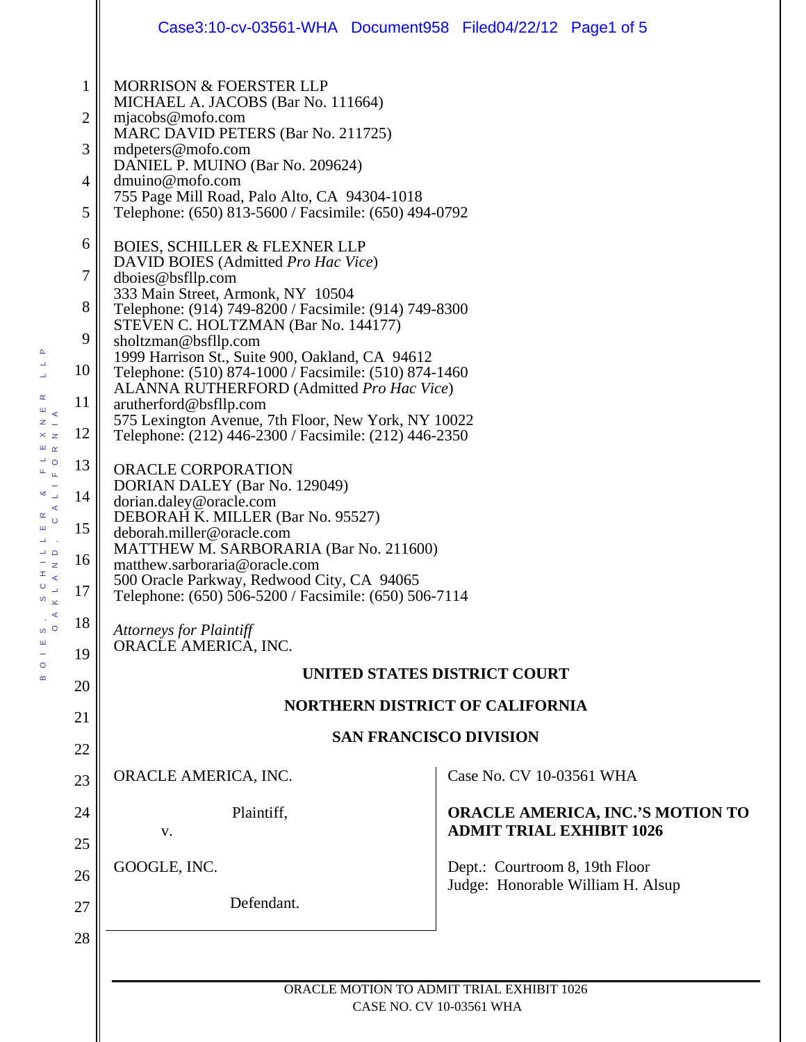MORRISON & FOERSTER LLP
MICHAEL A. JACOBS (Bar No. 111664)
mjacobs@mofo.com
MARC DAVID PETERS (Bar No. 211725)
mdpeters@mofo.com
DANIEL P. MUINO (Bar No. 209624)
dmuino@mofo.com
755 Page Mill Road, Palo Alto, CA 94304-1018
Telephone: (650) 813-5600 / Facsimile: (650) 494-0792

BOIES, SCHILLER & FLEXNER LLP
DAVID BOIES (Admitted *Pro Hac Vice*)
dboies@bsfllp.com
333 Main Street, Armonk, NY 10504
Telephone: (914) 749-8200 / Facsimile: (914) 749-8300
STEVEN C. HOLTZMAN (Bar No. 144177)
sholtzman@bsfllp.com
1999 Harrison St., Suite 900, Oakland, CA 94612
Telephone: (510) 874-1000 / Facsimile: (510) 874-1460
ALANNA RUTHERFORD (Admitted *Pro Hac Vice*)
arutherford@bsfllp.com
575 Lexington Avenue, 7th Floor, New York, NY 10022
Telephone: (212) 446-2300 / Facsimile: (212) 446-2350

ORACLE CORPORATION
DORIAN DALEY (Bar No. 129049)
dorian.daley@oracle.com
DEBORAH K. MILLER (Bar No. 95527)
deborah.miller@oracle.com
MATTHEW M. SARBORARIA (Bar No. 211600)
matthew.sarboraria@oracle.com
500 Oracle Parkway, Redwood City, CA 94065
Telephone: (650) 506-5200 / Facsimile: (650) 506-7114

*Attorneys for Plaintiff*
ORACLE AMERICA, INC.

**UNITED STATES DISTRICT COURT**

**NORTHERN DISTRICT OF CALIFORNIA**

**SAN FRANCISCO DIVISION**

ORACLE AMERICA, INC.

Plaintiff,

v.

GOOGLE, INC.

Defendant.

Case No. CV 10-03561 WHA

**ORACLE AMERICA, INC.'S MOTION TO ADMIT TRIAL EXHIBIT 1026**

Dept.: Courtroom 8, 19th Floor
Judge: Honorable William H. Alsup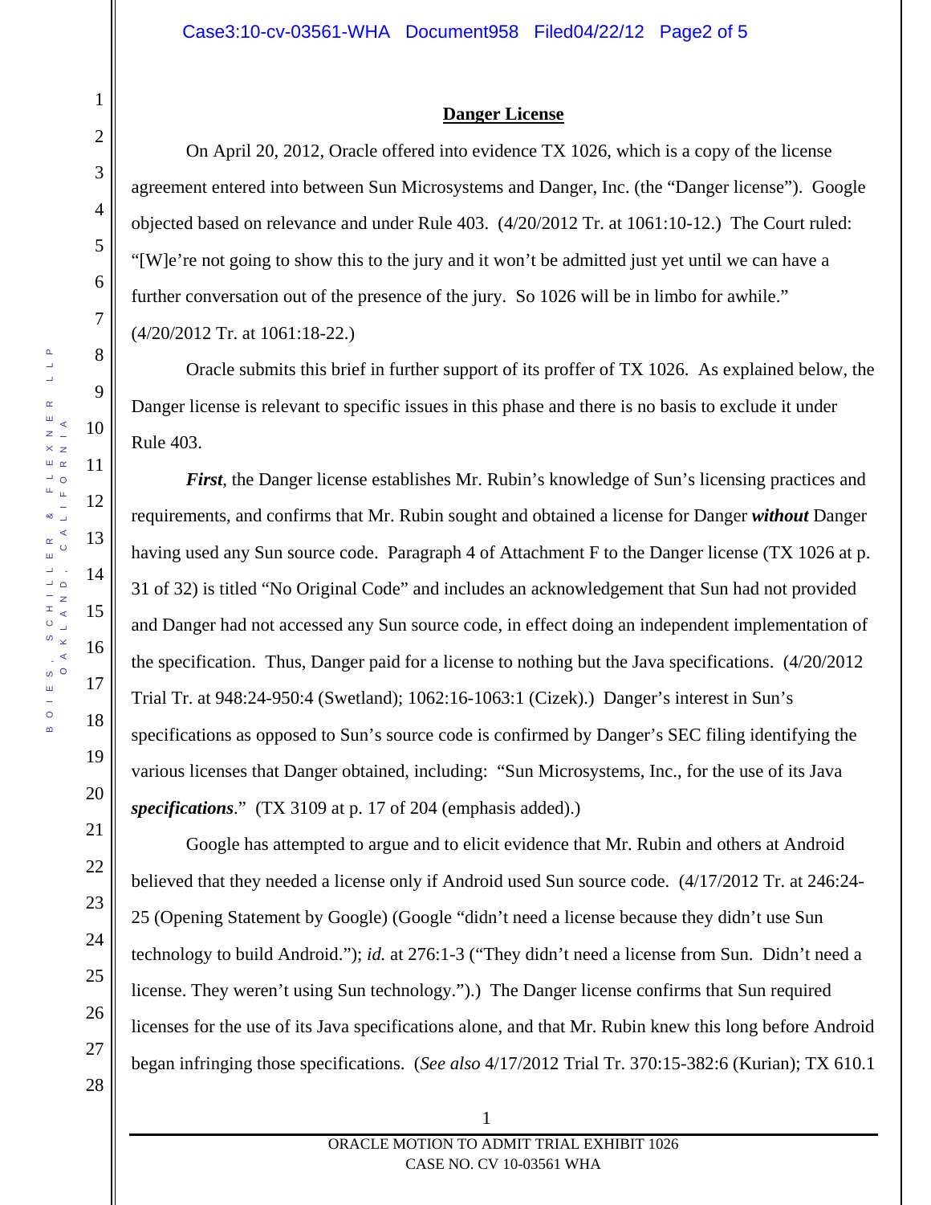## Danger License

On April 20, 2012, Oracle offered into evidence TX 1026, which is a copy of the license agreement entered into between Sun Microsystems and Danger, Inc. (the "Danger license"). Google objected based on relevance and under Rule 403. (4/20/2012 Tr. at 1061:10-12.) The Court ruled: "[W]e're not going to show this to the jury and it won't be admitted just yet until we can have a further conversation out of the presence of the jury. So 1026 will be in limbo for awhile." (4/20/2012 Tr. at 1061:18-22.)

Oracle submits this brief in further support of its proffer of TX 1026. As explained below, the Danger license is relevant to specific issues in this phase and there is no basis to exclude it under Rule 403.

***First***, the Danger license establishes Mr. Rubin's knowledge of Sun's licensing practices and requirements, and confirms that Mr. Rubin sought and obtained a license for Danger ***without*** Danger having used any Sun source code. Paragraph 4 of Attachment F to the Danger license (TX 1026 at p. 31 of 32) is titled "No Original Code" and includes an acknowledgement that Sun had not provided and Danger had not accessed any Sun source code, in effect doing an independent implementation of the specification. Thus, Danger paid for a license to nothing but the Java specifications. (4/20/2012 Trial Tr. at 948:24-950:4 (Swetland); 1062:16-1063:1 (Cizek).) Danger's interest in Sun's specifications as opposed to Sun's source code is confirmed by Danger's SEC filing identifying the various licenses that Danger obtained, including: "Sun Microsystems, Inc., for the use of its Java ***specifications***." (TX 3109 at p. 17 of 204 (emphasis added).)

Google has attempted to argue and to elicit evidence that Mr. Rubin and others at Android believed that they needed a license only if Android used Sun source code. (4/17/2012 Tr. at 246:24-25 (Opening Statement by Google) (Google "didn't need a license because they didn't use Sun technology to build Android."); *id.* at 276:1-3 ("They didn't need a license from Sun. Didn't need a license. They weren't using Sun technology.").) The Danger license confirms that Sun required licenses for the use of its Java specifications alone, and that Mr. Rubin knew this long before Android began infringing those specifications. (*See also* 4/17/2012 Trial Tr. 370:15-382:6 (Kurian); TX 610.1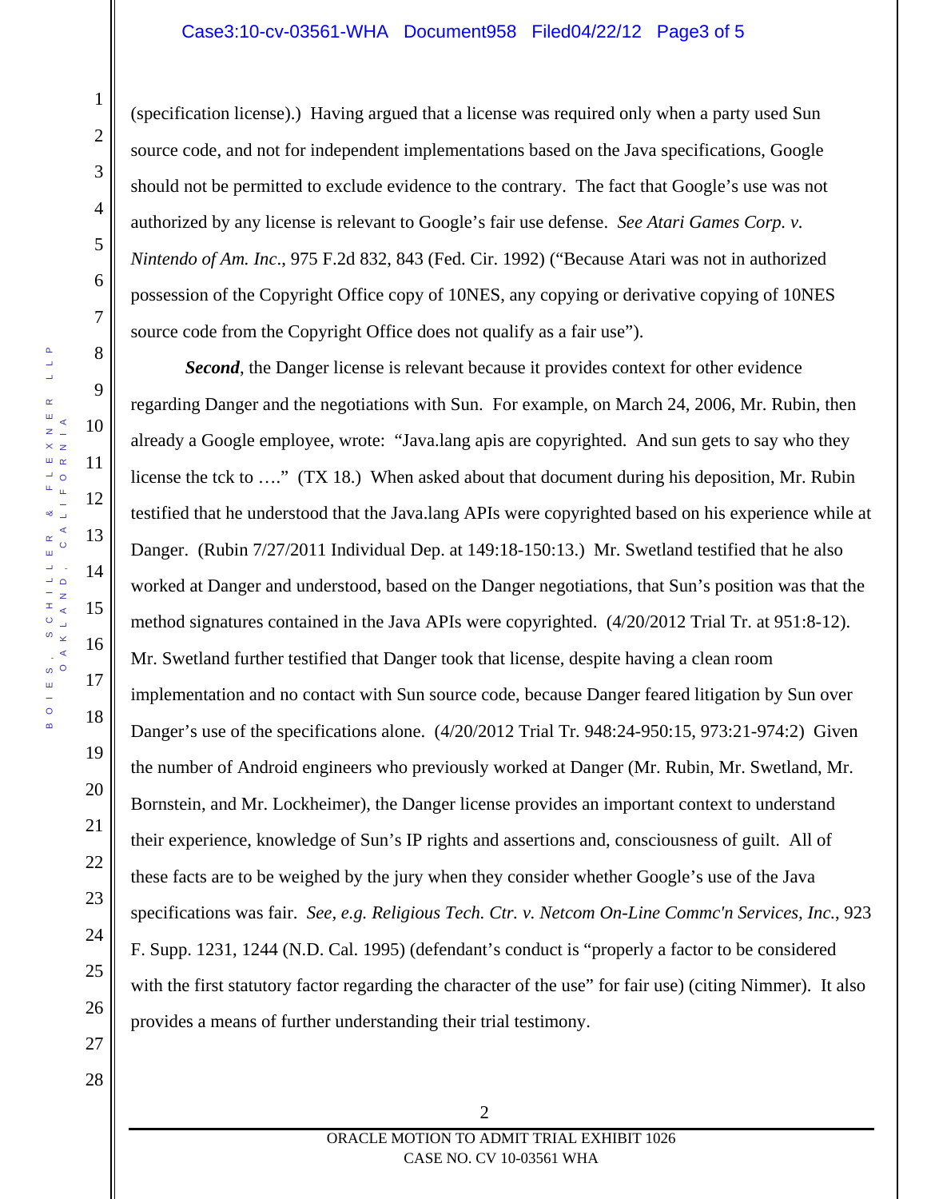(specification license).) Having argued that a license was required only when a party used Sun source code, and not for independent implementations based on the Java specifications, Google should not be permitted to exclude evidence to the contrary. The fact that Google's use was not authorized by any license is relevant to Google's fair use defense. *See Atari Games Corp. v. Nintendo of Am. Inc.*, 975 F.2d 832, 843 (Fed. Cir. 1992) ("Because Atari was not in authorized possession of the Copyright Office copy of 10NES, any copying or derivative copying of 10NES source code from the Copyright Office does not qualify as a fair use").

***Second***, the Danger license is relevant because it provides context for other evidence regarding Danger and the negotiations with Sun. For example, on March 24, 2006, Mr. Rubin, then already a Google employee, wrote: "Java.lang apis are copyrighted. And sun gets to say who they license the tck to …." (TX 18.) When asked about that document during his deposition, Mr. Rubin testified that he understood that the Java.lang APIs were copyrighted based on his experience while at Danger. (Rubin 7/27/2011 Individual Dep. at 149:18-150:13.) Mr. Swetland testified that he also worked at Danger and understood, based on the Danger negotiations, that Sun's position was that the method signatures contained in the Java APIs were copyrighted. (4/20/2012 Trial Tr. at 951:8-12). Mr. Swetland further testified that Danger took that license, despite having a clean room implementation and no contact with Sun source code, because Danger feared litigation by Sun over Danger's use of the specifications alone. (4/20/2012 Trial Tr. 948:24-950:15, 973:21-974:2) Given the number of Android engineers who previously worked at Danger (Mr. Rubin, Mr. Swetland, Mr. Bornstein, and Mr. Lockheimer), the Danger license provides an important context to understand their experience, knowledge of Sun's IP rights and assertions and, consciousness of guilt. All of these facts are to be weighed by the jury when they consider whether Google's use of the Java specifications was fair. *See, e.g. Religious Tech. Ctr. v. Netcom On-Line Commc'n Services, Inc.*, 923 F. Supp. 1231, 1244 (N.D. Cal. 1995) (defendant's conduct is "properly a factor to be considered with the first statutory factor regarding the character of the use" for fair use) (citing Nimmer). It also provides a means of further understanding their trial testimony.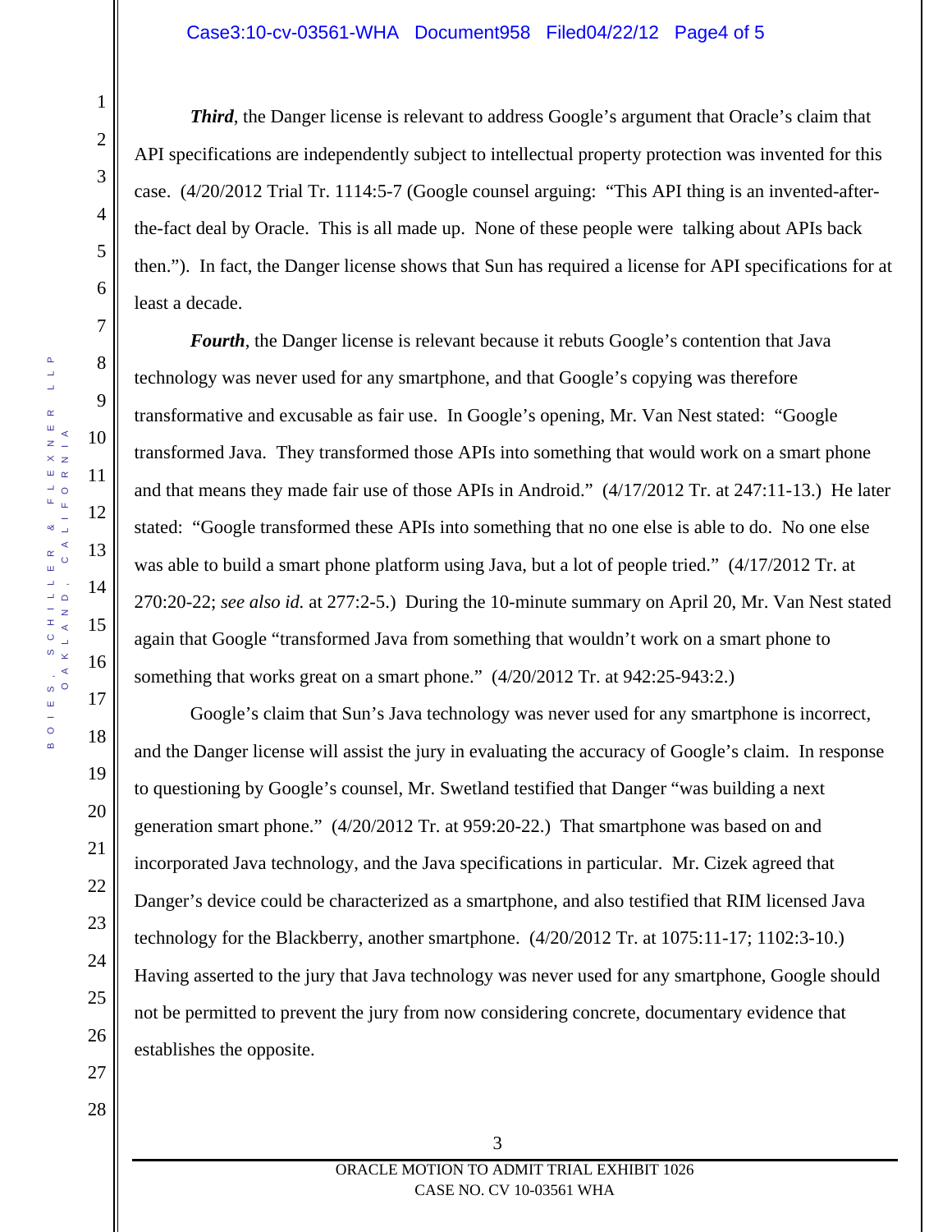***Third***, the Danger license is relevant to address Google's argument that Oracle's claim that API specifications are independently subject to intellectual property protection was invented for this case. (4/20/2012 Trial Tr. 1114:5-7 (Google counsel arguing: "This API thing is an invented-after-the-fact deal by Oracle. This is all made up. None of these people were talking about APIs back then."). In fact, the Danger license shows that Sun has required a license for API specifications for at least a decade.

***Fourth***, the Danger license is relevant because it rebuts Google's contention that Java technology was never used for any smartphone, and that Google's copying was therefore transformative and excusable as fair use. In Google's opening, Mr. Van Nest stated: "Google transformed Java. They transformed those APIs into something that would work on a smart phone and that means they made fair use of those APIs in Android." (4/17/2012 Tr. at 247:11-13.) He later stated: "Google transformed these APIs into something that no one else is able to do. No one else was able to build a smart phone platform using Java, but a lot of people tried." (4/17/2012 Tr. at 270:20-22; *see also id.* at 277:2-5.) During the 10-minute summary on April 20, Mr. Van Nest stated again that Google "transformed Java from something that wouldn't work on a smart phone to something that works great on a smart phone." (4/20/2012 Tr. at 942:25-943:2.)

Google's claim that Sun's Java technology was never used for any smartphone is incorrect, and the Danger license will assist the jury in evaluating the accuracy of Google's claim. In response to questioning by Google's counsel, Mr. Swetland testified that Danger "was building a next generation smart phone." (4/20/2012 Tr. at 959:20-22.) That smartphone was based on and incorporated Java technology, and the Java specifications in particular. Mr. Cizek agreed that Danger's device could be characterized as a smartphone, and also testified that RIM licensed Java technology for the Blackberry, another smartphone. (4/20/2012 Tr. at 1075:11-17; 1102:3-10.) Having asserted to the jury that Java technology was never used for any smartphone, Google should not be permitted to prevent the jury from now considering concrete, documentary evidence that establishes the opposite.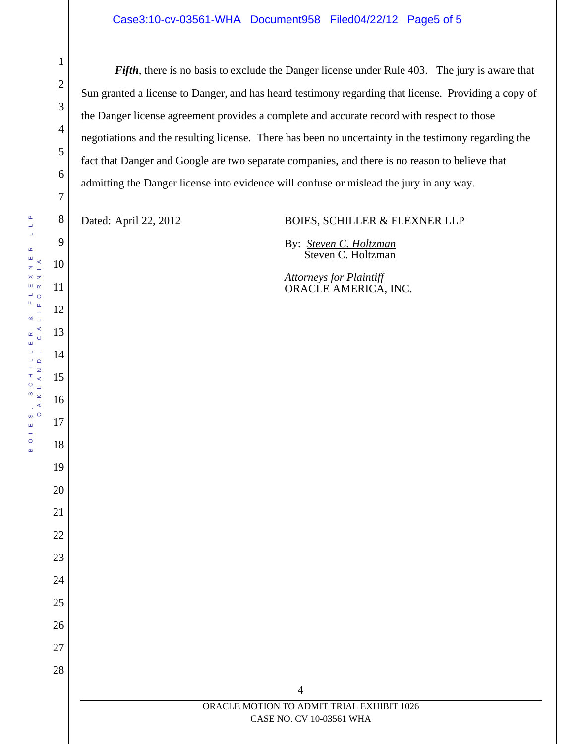***Fifth***, there is no basis to exclude the Danger license under Rule 403. The jury is aware that Sun granted a license to Danger, and has heard testimony regarding that license. Providing a copy of the Danger license agreement provides a complete and accurate record with respect to those negotiations and the resulting license. There has been no uncertainty in the testimony regarding the fact that Danger and Google are two separate companies, and there is no reason to believe that admitting the Danger license into evidence will confuse or mislead the jury in any way.

Dated: April 22, 2012

BOIES, SCHILLER & FLEXNER LLP

By: *Steven C. Holtzman*
Steven C. Holtzman

*Attorneys for Plaintiff*
ORACLE AMERICA, INC.